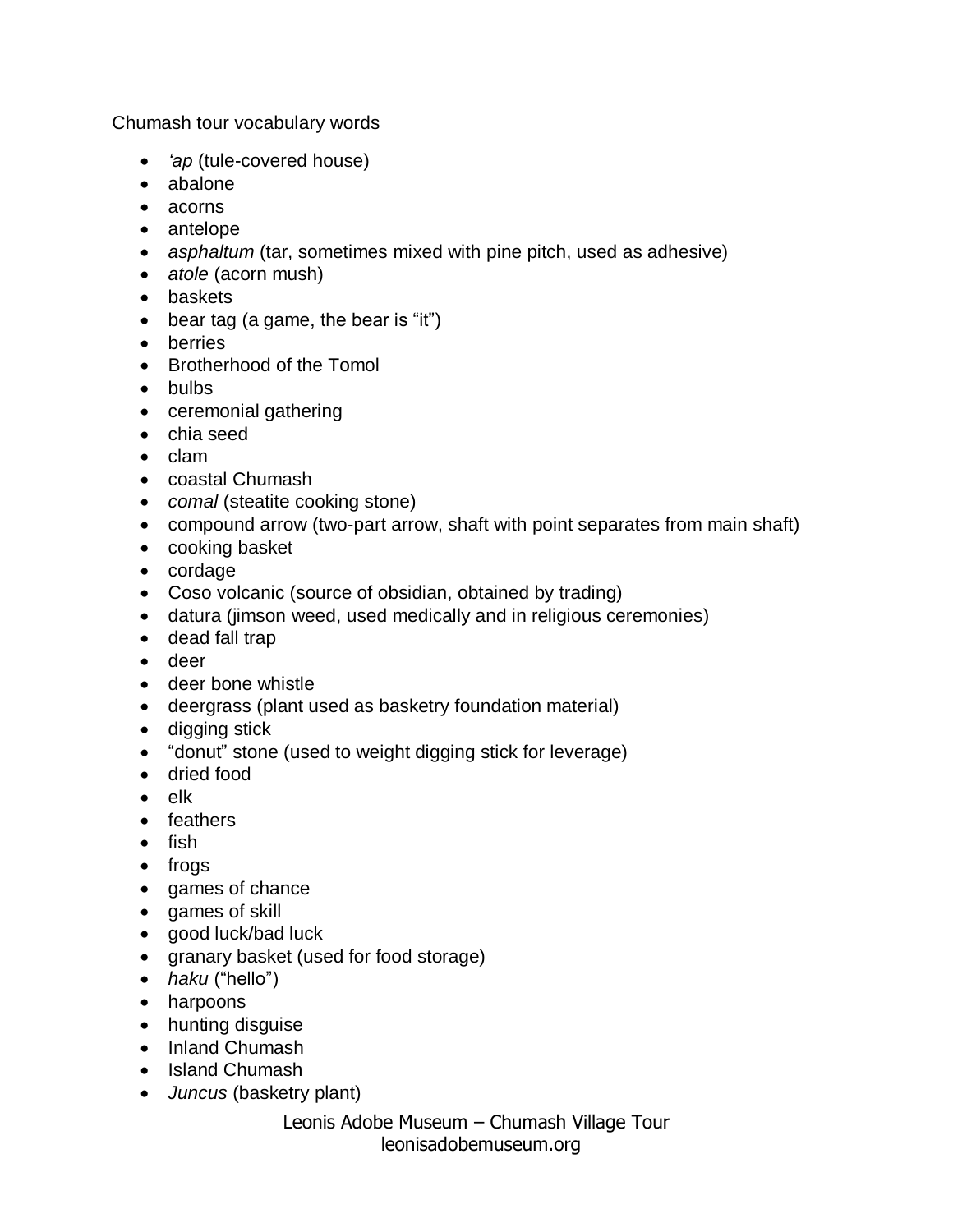Chumash tour vocabulary words

- *'ap* (tule-covered house)
- abalone
- acorns
- antelope
- *asphaltum* (tar, sometimes mixed with pine pitch, used as adhesive)
- *atole* (acorn mush)
- baskets
- bear tag (a game, the bear is "it")
- berries
- Brotherhood of the Tomol
- bulbs
- ceremonial gathering
- chia seed
- clam
- coastal Chumash
- *comal* (steatite cooking stone)
- compound arrow (two-part arrow, shaft with point separates from main shaft)
- cooking basket
- cordage
- Coso volcanic (source of obsidian, obtained by trading)
- datura (jimson weed, used medically and in religious ceremonies)
- dead fall trap
- deer
- deer bone whistle
- deergrass (plant used as basketry foundation material)
- digging stick
- "donut" stone (used to weight digging stick for leverage)
- dried food
- elk
- feathers
- fish
- frogs
- games of chance
- games of skill
- good luck/bad luck
- granary basket (used for food storage)
- *haku* ("hello")
- harpoons
- hunting disguise
- Inland Chumash
- Island Chumash
- *Juncus* (basketry plant)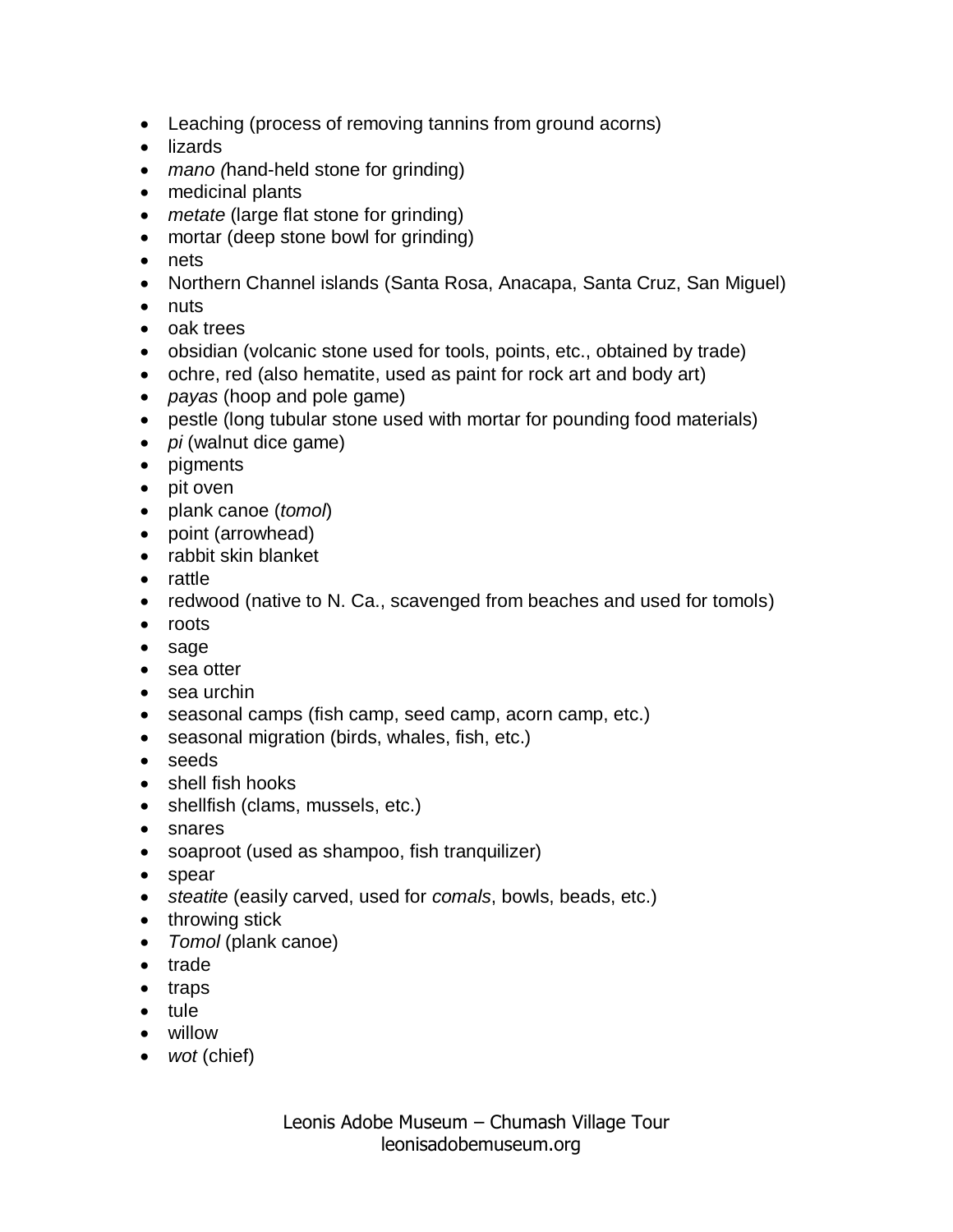- Leaching (process of removing tannins from ground acorns)
- lizards
- *mano (*hand-held stone for grinding)
- medicinal plants
- *metate* (large flat stone for grinding)
- mortar (deep stone bowl for grinding)
- nets
- Northern Channel islands (Santa Rosa, Anacapa, Santa Cruz, San Miguel)
- nuts
- oak trees
- obsidian (volcanic stone used for tools, points, etc., obtained by trade)
- ochre, red (also hematite, used as paint for rock art and body art)
- *payas* (hoop and pole game)
- pestle (long tubular stone used with mortar for pounding food materials)
- *pi* (walnut dice game)
- pigments
- pit oven
- plank canoe (*tomol*)
- point (arrowhead)
- rabbit skin blanket
- rattle
- redwood (native to N. Ca., scavenged from beaches and used for tomols)
- roots
- sage
- sea otter
- sea urchin
- seasonal camps (fish camp, seed camp, acorn camp, etc.)
- seasonal migration (birds, whales, fish, etc.)
- seeds
- shell fish hooks
- shellfish (clams, mussels, etc.)
- snares
- soaproot (used as shampoo, fish tranquilizer)
- spear
- *steatite* (easily carved, used for *comals*, bowls, beads, etc.)
- throwing stick
- *Tomol* (plank canoe)
- trade
- traps
- tule
- willow
- *wot* (chief)